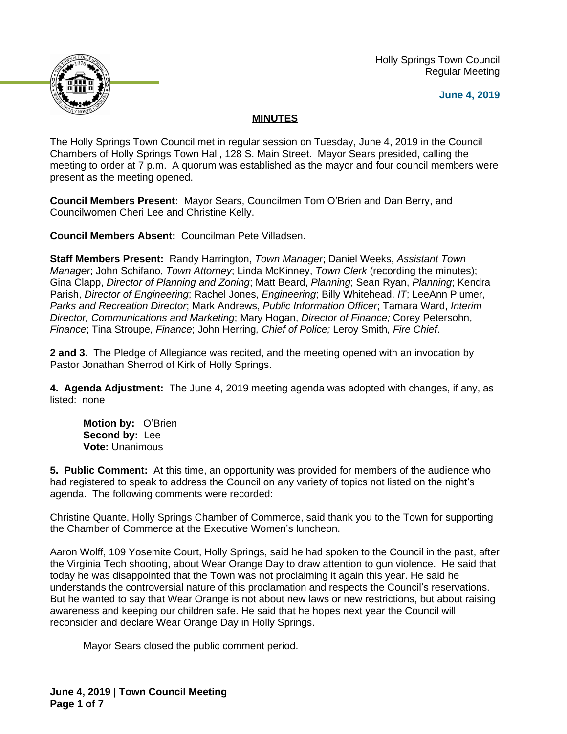Holly Springs Town Council
Regular Meeting

**June 4, 2019**

## MINUTES

The Holly Springs Town Council met in regular session on Tuesday, June 4, 2019 in the Council Chambers of Holly Springs Town Hall, 128 S. Main Street. Mayor Sears presided, calling the meeting to order at 7 p.m. A quorum was established as the mayor and four council members were present as the meeting opened.

**Council Members Present:** Mayor Sears, Councilmen Tom O'Brien and Dan Berry, and Councilwomen Cheri Lee and Christine Kelly.

**Council Members Absent:** Councilman Pete Villadsen.

**Staff Members Present:** Randy Harrington, *Town Manager*; Daniel Weeks, *Assistant Town Manager*; John Schifano, *Town Attorney*; Linda McKinney, *Town Clerk* (recording the minutes); Gina Clapp, *Director of Planning and Zoning*; Matt Beard, *Planning*; Sean Ryan, *Planning*; Kendra Parish, *Director of Engineering*; Rachel Jones, *Engineering*; Billy Whitehead, *IT*; LeeAnn Plumer, *Parks and Recreation Director*; Mark Andrews, *Public Information Officer*; Tamara Ward, *Interim Director, Communications and Marketing*; Mary Hogan, *Director of Finance;* Corey Petersohn, *Finance*; Tina Stroupe, *Finance*; John Herring*, Chief of Police;* Leroy Smith*, Fire Chief*.

**2 and 3.** The Pledge of Allegiance was recited, and the meeting opened with an invocation by Pastor Jonathan Sherrod of Kirk of Holly Springs.

**4. Agenda Adjustment:** The June 4, 2019 meeting agenda was adopted with changes, if any, as listed: none

> **Motion by:** O'Brien
> **Second by:** Lee
> **Vote:** Unanimous

**5. Public Comment:** At this time, an opportunity was provided for members of the audience who had registered to speak to address the Council on any variety of topics not listed on the night's agenda. The following comments were recorded:

Christine Quante, Holly Springs Chamber of Commerce, said thank you to the Town for supporting the Chamber of Commerce at the Executive Women's luncheon.

Aaron Wolff, 109 Yosemite Court, Holly Springs, said he had spoken to the Council in the past, after the Virginia Tech shooting, about Wear Orange Day to draw attention to gun violence. He said that today he was disappointed that the Town was not proclaiming it again this year. He said he understands the controversial nature of this proclamation and respects the Council's reservations. But he wanted to say that Wear Orange is not about new laws or new restrictions, but about raising awareness and keeping our children safe. He said that he hopes next year the Council will reconsider and declare Wear Orange Day in Holly Springs.

> Mayor Sears closed the public comment period.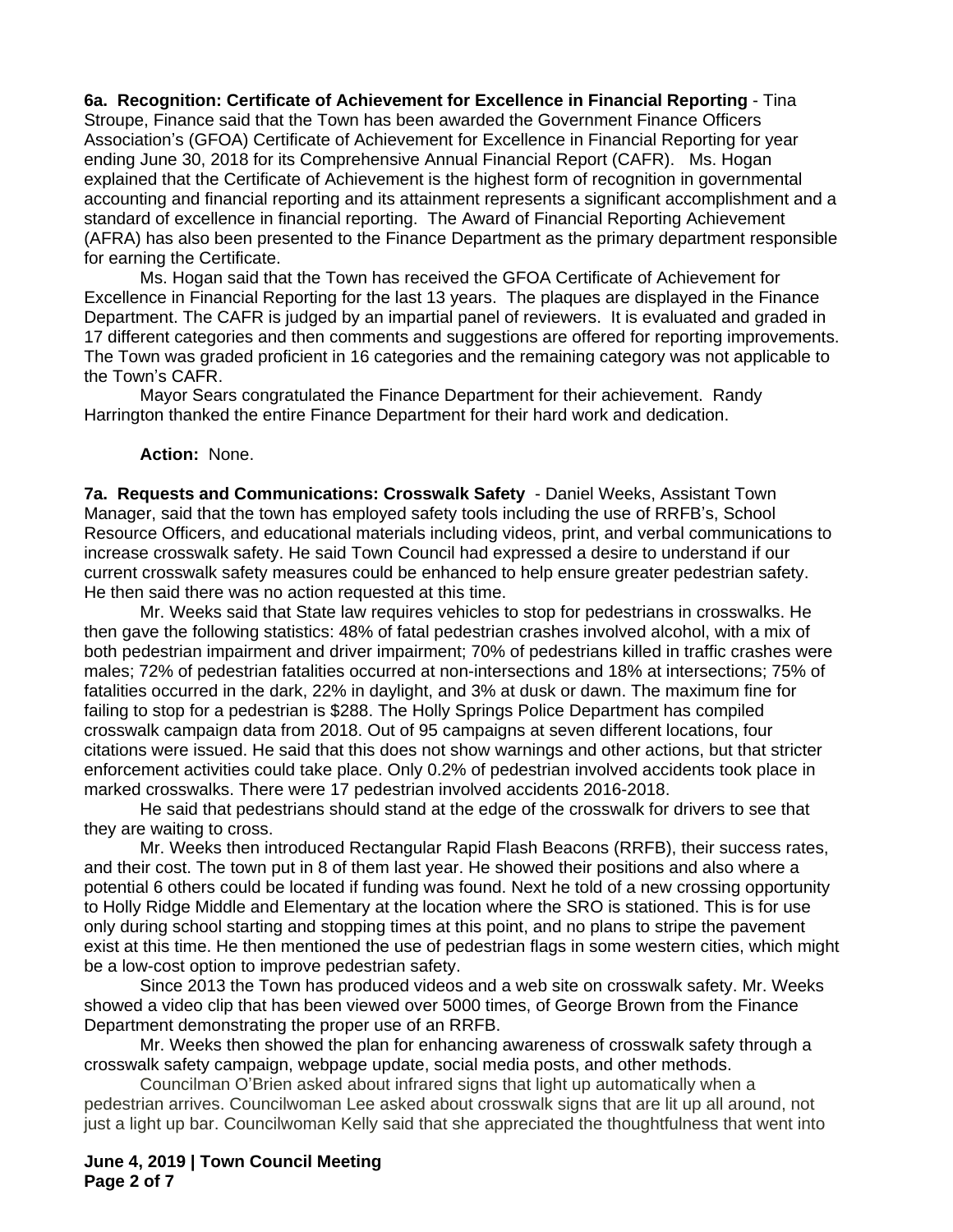**6a. Recognition: Certificate of Achievement for Excellence in Financial Reporting** - Tina Stroupe, Finance said that the Town has been awarded the Government Finance Officers Association's (GFOA) Certificate of Achievement for Excellence in Financial Reporting for year ending June 30, 2018 for its Comprehensive Annual Financial Report (CAFR). Ms. Hogan explained that the Certificate of Achievement is the highest form of recognition in governmental accounting and financial reporting and its attainment represents a significant accomplishment and a standard of excellence in financial reporting. The Award of Financial Reporting Achievement (AFRA) has also been presented to the Finance Department as the primary department responsible for earning the Certificate.

Ms. Hogan said that the Town has received the GFOA Certificate of Achievement for Excellence in Financial Reporting for the last 13 years. The plaques are displayed in the Finance Department. The CAFR is judged by an impartial panel of reviewers. It is evaluated and graded in 17 different categories and then comments and suggestions are offered for reporting improvements. The Town was graded proficient in 16 categories and the remaining category was not applicable to the Town's CAFR.

Mayor Sears congratulated the Finance Department for their achievement. Randy Harrington thanked the entire Finance Department for their hard work and dedication.

**Action:** None.

**7a. Requests and Communications: Crosswalk Safety** - Daniel Weeks, Assistant Town Manager, said that the town has employed safety tools including the use of RRFB's, School Resource Officers, and educational materials including videos, print, and verbal communications to increase crosswalk safety. He said Town Council had expressed a desire to understand if our current crosswalk safety measures could be enhanced to help ensure greater pedestrian safety. He then said there was no action requested at this time.

Mr. Weeks said that State law requires vehicles to stop for pedestrians in crosswalks. He then gave the following statistics: 48% of fatal pedestrian crashes involved alcohol, with a mix of both pedestrian impairment and driver impairment; 70% of pedestrians killed in traffic crashes were males; 72% of pedestrian fatalities occurred at non-intersections and 18% at intersections; 75% of fatalities occurred in the dark, 22% in daylight, and 3% at dusk or dawn. The maximum fine for failing to stop for a pedestrian is $288. The Holly Springs Police Department has compiled crosswalk campaign data from 2018. Out of 95 campaigns at seven different locations, four citations were issued. He said that this does not show warnings and other actions, but that stricter enforcement activities could take place. Only 0.2% of pedestrian involved accidents took place in marked crosswalks. There were 17 pedestrian involved accidents 2016-2018.

He said that pedestrians should stand at the edge of the crosswalk for drivers to see that they are waiting to cross.

Mr. Weeks then introduced Rectangular Rapid Flash Beacons (RRFB), their success rates, and their cost. The town put in 8 of them last year. He showed their positions and also where a potential 6 others could be located if funding was found. Next he told of a new crossing opportunity to Holly Ridge Middle and Elementary at the location where the SRO is stationed. This is for use only during school starting and stopping times at this point, and no plans to stripe the pavement exist at this time. He then mentioned the use of pedestrian flags in some western cities, which might be a low-cost option to improve pedestrian safety.

Since 2013 the Town has produced videos and a web site on crosswalk safety. Mr. Weeks showed a video clip that has been viewed over 5000 times, of George Brown from the Finance Department demonstrating the proper use of an RRFB.

Mr. Weeks then showed the plan for enhancing awareness of crosswalk safety through a crosswalk safety campaign, webpage update, social media posts, and other methods.

Councilman O'Brien asked about infrared signs that light up automatically when a pedestrian arrives. Councilwoman Lee asked about crosswalk signs that are lit up all around, not just a light up bar. Councilwoman Kelly said that she appreciated the thoughtfulness that went into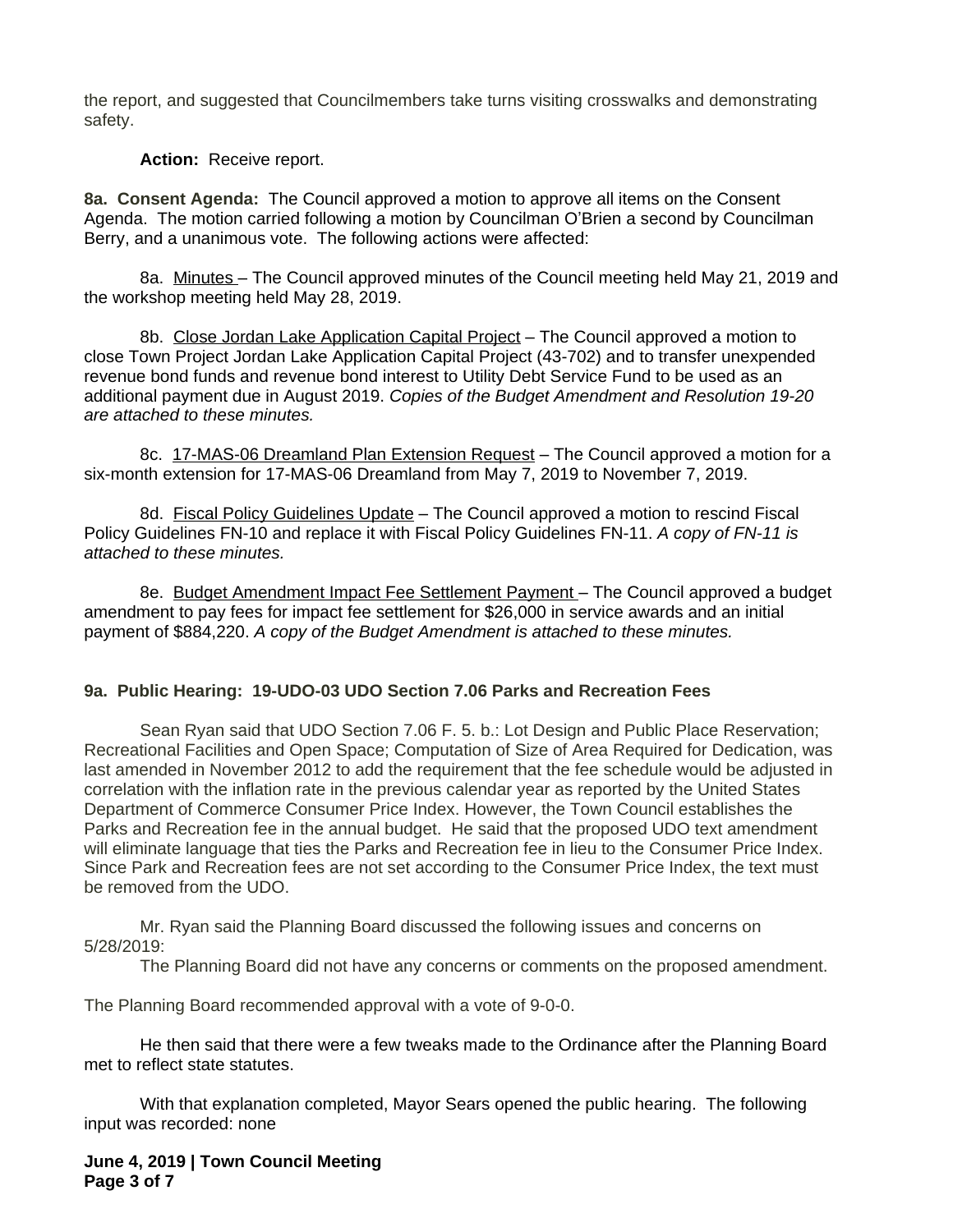the report, and suggested that Councilmembers take turns visiting crosswalks and demonstrating safety.

**Action:** Receive report.

**8a. Consent Agenda:** The Council approved a motion to approve all items on the Consent Agenda. The motion carried following a motion by Councilman O'Brien a second by Councilman Berry, and a unanimous vote. The following actions were affected:

8a. Minutes – The Council approved minutes of the Council meeting held May 21, 2019 and the workshop meeting held May 28, 2019.

8b. Close Jordan Lake Application Capital Project – The Council approved a motion to close Town Project Jordan Lake Application Capital Project (43-702) and to transfer unexpended revenue bond funds and revenue bond interest to Utility Debt Service Fund to be used as an additional payment due in August 2019. *Copies of the Budget Amendment and Resolution 19-20 are attached to these minutes.*

8c. 17-MAS-06 Dreamland Plan Extension Request – The Council approved a motion for a six-month extension for 17-MAS-06 Dreamland from May 7, 2019 to November 7, 2019.

8d. Fiscal Policy Guidelines Update – The Council approved a motion to rescind Fiscal Policy Guidelines FN-10 and replace it with Fiscal Policy Guidelines FN-11. *A copy of FN-11 is attached to these minutes.*

8e. Budget Amendment Impact Fee Settlement Payment – The Council approved a budget amendment to pay fees for impact fee settlement for $26,000 in service awards and an initial payment of $884,220. *A copy of the Budget Amendment is attached to these minutes.*

**9a. Public Hearing: 19-UDO-03 UDO Section 7.06 Parks and Recreation Fees**

Sean Ryan said that UDO Section 7.06 F. 5. b.: Lot Design and Public Place Reservation; Recreational Facilities and Open Space; Computation of Size of Area Required for Dedication, was last amended in November 2012 to add the requirement that the fee schedule would be adjusted in correlation with the inflation rate in the previous calendar year as reported by the United States Department of Commerce Consumer Price Index. However, the Town Council establishes the Parks and Recreation fee in the annual budget. He said that the proposed UDO text amendment will eliminate language that ties the Parks and Recreation fee in lieu to the Consumer Price Index. Since Park and Recreation fees are not set according to the Consumer Price Index, the text must be removed from the UDO.

Mr. Ryan said the Planning Board discussed the following issues and concerns on 5/28/2019:

The Planning Board did not have any concerns or comments on the proposed amendment.

The Planning Board recommended approval with a vote of 9-0-0.

He then said that there were a few tweaks made to the Ordinance after the Planning Board met to reflect state statutes.

With that explanation completed, Mayor Sears opened the public hearing. The following input was recorded: none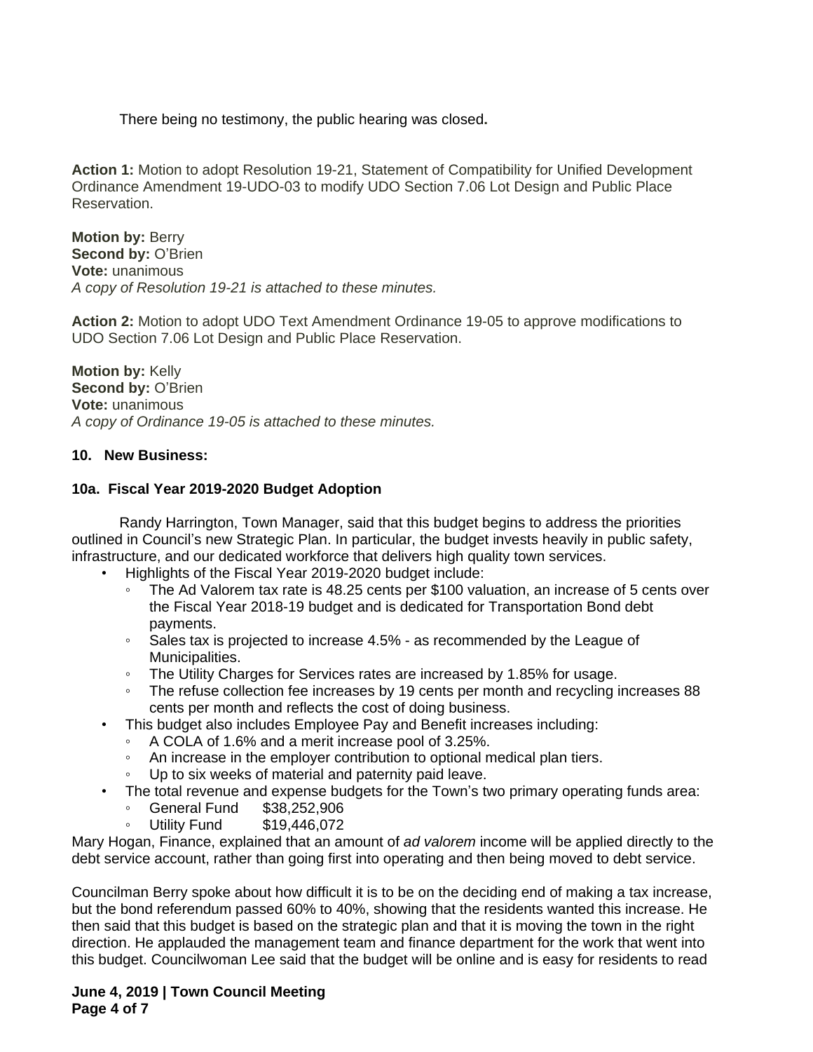There being no testimony, the public hearing was closed**.**

**Action 1:** Motion to adopt Resolution 19-21, Statement of Compatibility for Unified Development Ordinance Amendment 19-UDO-03 to modify UDO Section 7.06 Lot Design and Public Place Reservation.

**Motion by:** Berry
**Second by:** O'Brien
**Vote:** unanimous
*A copy of Resolution 19-21 is attached to these minutes.*

**Action 2:** Motion to adopt UDO Text Amendment Ordinance 19-05 to approve modifications to UDO Section 7.06 Lot Design and Public Place Reservation.

**Motion by:** Kelly
**Second by:** O'Brien
**Vote:** unanimous
*A copy of Ordinance 19-05 is attached to these minutes.*

**10. New Business:**

**10a. Fiscal Year 2019-2020 Budget Adoption**

Randy Harrington, Town Manager, said that this budget begins to address the priorities outlined in Council's new Strategic Plan. In particular, the budget invests heavily in public safety, infrastructure, and our dedicated workforce that delivers high quality town services.

- Highlights of the Fiscal Year 2019-2020 budget include:
  - The Ad Valorem tax rate is 48.25 cents per $100 valuation, an increase of 5 cents over the Fiscal Year 2018-19 budget and is dedicated for Transportation Bond debt payments.
  - Sales tax is projected to increase 4.5% - as recommended by the League of Municipalities.
  - The Utility Charges for Services rates are increased by 1.85% for usage.
  - The refuse collection fee increases by 19 cents per month and recycling increases 88 cents per month and reflects the cost of doing business.
- This budget also includes Employee Pay and Benefit increases including:
  - A COLA of 1.6% and a merit increase pool of 3.25%.
  - An increase in the employer contribution to optional medical plan tiers.
  - Up to six weeks of material and paternity paid leave.
- The total revenue and expense budgets for the Town's two primary operating funds area:
  - General Fund $38,252,906
  - Utility Fund $19,446,072

Mary Hogan, Finance, explained that an amount of *ad valorem* income will be applied directly to the debt service account, rather than going first into operating and then being moved to debt service.

Councilman Berry spoke about how difficult it is to be on the deciding end of making a tax increase, but the bond referendum passed 60% to 40%, showing that the residents wanted this increase. He then said that this budget is based on the strategic plan and that it is moving the town in the right direction. He applauded the management team and finance department for the work that went into this budget. Councilwoman Lee said that the budget will be online and is easy for residents to read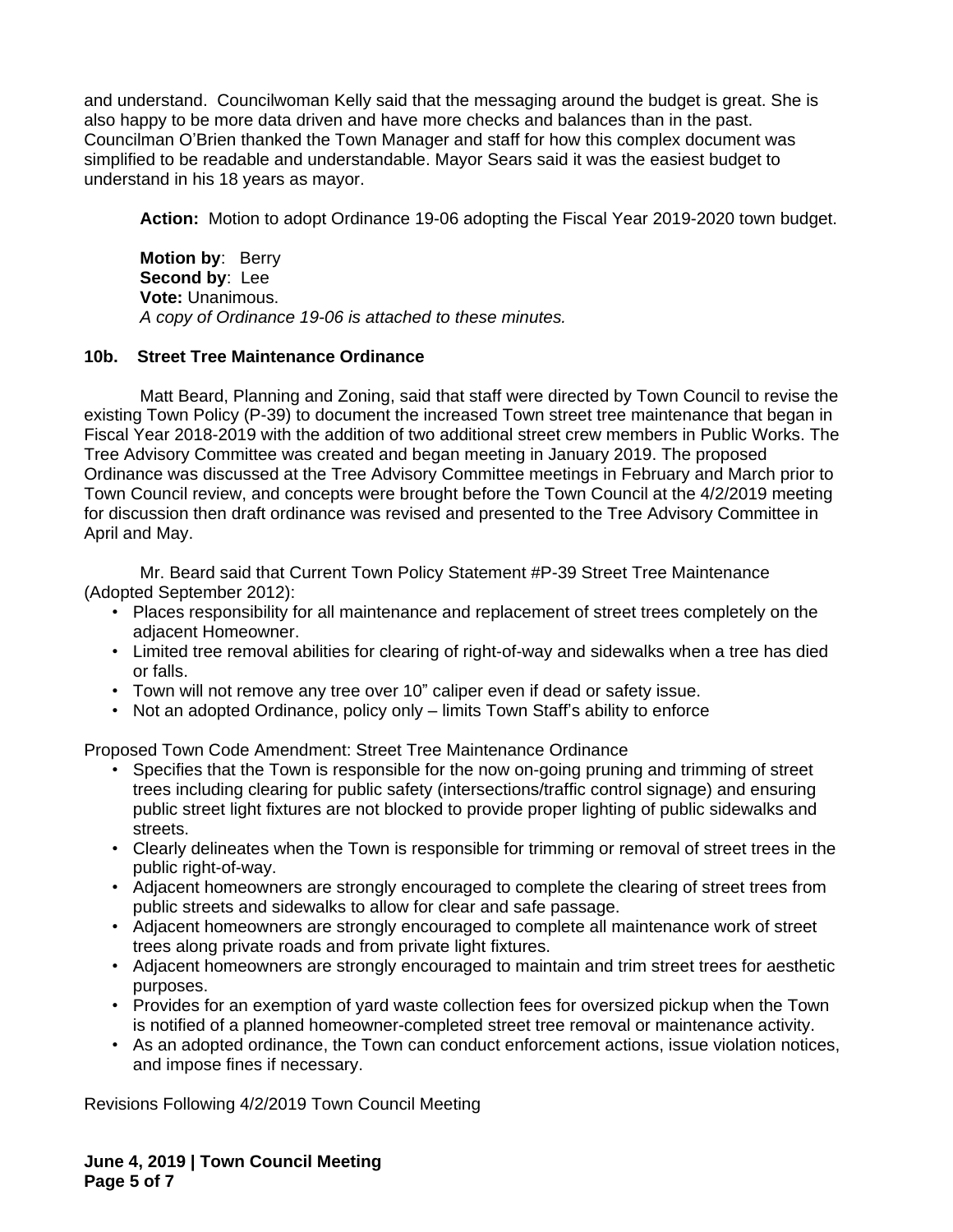and understand. Councilwoman Kelly said that the messaging around the budget is great. She is also happy to be more data driven and have more checks and balances than in the past. Councilman O'Brien thanked the Town Manager and staff for how this complex document was simplified to be readable and understandable. Mayor Sears said it was the easiest budget to understand in his 18 years as mayor.

**Action:** Motion to adopt Ordinance 19-06 adopting the Fiscal Year 2019-2020 town budget.

**Motion by**: Berry
**Second by**: Lee
**Vote:** Unanimous.
*A copy of Ordinance 19-06 is attached to these minutes.*

### 10b. Street Tree Maintenance Ordinance

Matt Beard, Planning and Zoning, said that staff were directed by Town Council to revise the existing Town Policy (P-39) to document the increased Town street tree maintenance that began in Fiscal Year 2018-2019 with the addition of two additional street crew members in Public Works. The Tree Advisory Committee was created and began meeting in January 2019. The proposed Ordinance was discussed at the Tree Advisory Committee meetings in February and March prior to Town Council review, and concepts were brought before the Town Council at the 4/2/2019 meeting for discussion then draft ordinance was revised and presented to the Tree Advisory Committee in April and May.

Mr. Beard said that Current Town Policy Statement #P-39 Street Tree Maintenance (Adopted September 2012):

- Places responsibility for all maintenance and replacement of street trees completely on the adjacent Homeowner.
- Limited tree removal abilities for clearing of right-of-way and sidewalks when a tree has died or falls.
- Town will not remove any tree over 10" caliper even if dead or safety issue.
- Not an adopted Ordinance, policy only – limits Town Staff's ability to enforce

Proposed Town Code Amendment: Street Tree Maintenance Ordinance

- Specifies that the Town is responsible for the now on-going pruning and trimming of street trees including clearing for public safety (intersections/traffic control signage) and ensuring public street light fixtures are not blocked to provide proper lighting of public sidewalks and streets.
- Clearly delineates when the Town is responsible for trimming or removal of street trees in the public right-of-way.
- Adjacent homeowners are strongly encouraged to complete the clearing of street trees from public streets and sidewalks to allow for clear and safe passage.
- Adjacent homeowners are strongly encouraged to complete all maintenance work of street trees along private roads and from private light fixtures.
- Adjacent homeowners are strongly encouraged to maintain and trim street trees for aesthetic purposes.
- Provides for an exemption of yard waste collection fees for oversized pickup when the Town is notified of a planned homeowner-completed street tree removal or maintenance activity.
- As an adopted ordinance, the Town can conduct enforcement actions, issue violation notices, and impose fines if necessary.

Revisions Following 4/2/2019 Town Council Meeting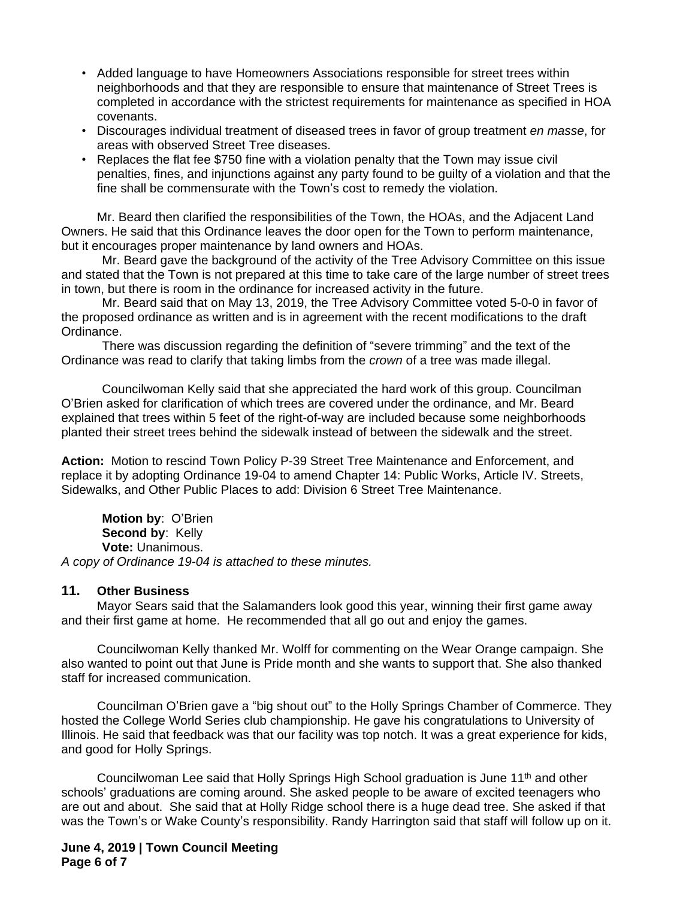- Added language to have Homeowners Associations responsible for street trees within neighborhoods and that they are responsible to ensure that maintenance of Street Trees is completed in accordance with the strictest requirements for maintenance as specified in HOA covenants.
- Discourages individual treatment of diseased trees in favor of group treatment *en masse*, for areas with observed Street Tree diseases.
- Replaces the flat fee $750 fine with a violation penalty that the Town may issue civil penalties, fines, and injunctions against any party found to be guilty of a violation and that the fine shall be commensurate with the Town's cost to remedy the violation.

Mr. Beard then clarified the responsibilities of the Town, the HOAs, and the Adjacent Land Owners. He said that this Ordinance leaves the door open for the Town to perform maintenance, but it encourages proper maintenance by land owners and HOAs.

Mr. Beard gave the background of the activity of the Tree Advisory Committee on this issue and stated that the Town is not prepared at this time to take care of the large number of street trees in town, but there is room in the ordinance for increased activity in the future.

Mr. Beard said that on May 13, 2019, the Tree Advisory Committee voted 5-0-0 in favor of the proposed ordinance as written and is in agreement with the recent modifications to the draft Ordinance.

There was discussion regarding the definition of "severe trimming" and the text of the Ordinance was read to clarify that taking limbs from the *crown* of a tree was made illegal.

Councilwoman Kelly said that she appreciated the hard work of this group. Councilman O'Brien asked for clarification of which trees are covered under the ordinance, and Mr. Beard explained that trees within 5 feet of the right-of-way are included because some neighborhoods planted their street trees behind the sidewalk instead of between the sidewalk and the street.

**Action:** Motion to rescind Town Policy P-39 Street Tree Maintenance and Enforcement, and replace it by adopting Ordinance 19-04 to amend Chapter 14: Public Works, Article IV. Streets, Sidewalks, and Other Public Places to add: Division 6 Street Tree Maintenance.

**Motion by**: O'Brien
**Second by**: Kelly
**Vote:** Unanimous.

*A copy of Ordinance 19-04 is attached to these minutes.*

## 11. Other Business

Mayor Sears said that the Salamanders look good this year, winning their first game away and their first game at home. He recommended that all go out and enjoy the games.

Councilwoman Kelly thanked Mr. Wolff for commenting on the Wear Orange campaign. She also wanted to point out that June is Pride month and she wants to support that. She also thanked staff for increased communication.

Councilman O'Brien gave a "big shout out" to the Holly Springs Chamber of Commerce. They hosted the College World Series club championship. He gave his congratulations to University of Illinois. He said that feedback was that our facility was top notch. It was a great experience for kids, and good for Holly Springs.

Councilwoman Lee said that Holly Springs High School graduation is June 11th and other schools' graduations are coming around. She asked people to be aware of excited teenagers who are out and about. She said that at Holly Ridge school there is a huge dead tree. She asked if that was the Town's or Wake County's responsibility. Randy Harrington said that staff will follow up on it.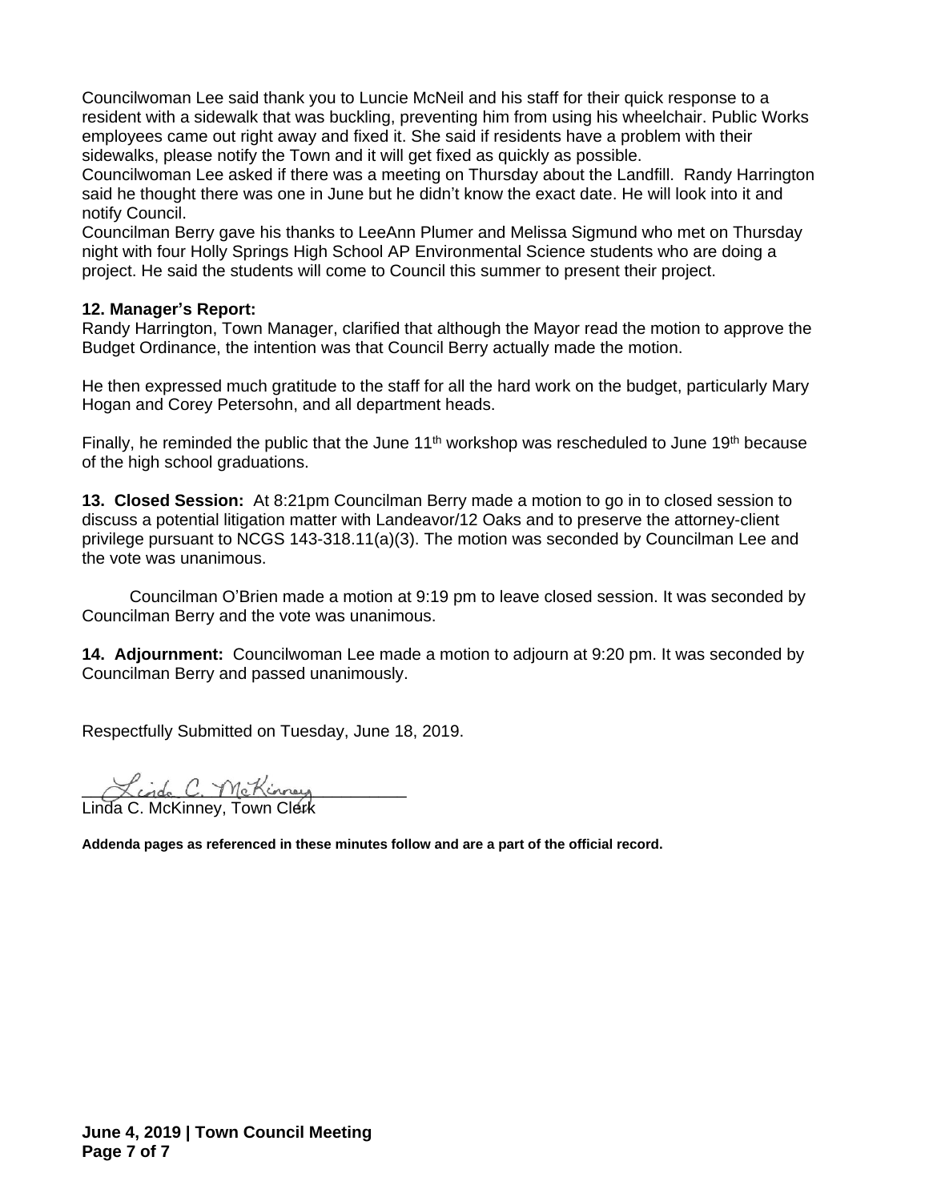Councilwoman Lee said thank you to Luncie McNeil and his staff for their quick response to a resident with a sidewalk that was buckling, preventing him from using his wheelchair. Public Works employees came out right away and fixed it. She said if residents have a problem with their sidewalks, please notify the Town and it will get fixed as quickly as possible.
Councilwoman Lee asked if there was a meeting on Thursday about the Landfill. Randy Harrington said he thought there was one in June but he didn't know the exact date. He will look into it and notify Council.
Councilman Berry gave his thanks to LeeAnn Plumer and Melissa Sigmund who met on Thursday night with four Holly Springs High School AP Environmental Science students who are doing a project. He said the students will come to Council this summer to present their project.

**12. Manager's Report:**
Randy Harrington, Town Manager, clarified that although the Mayor read the motion to approve the Budget Ordinance, the intention was that Council Berry actually made the motion.

He then expressed much gratitude to the staff for all the hard work on the budget, particularly Mary Hogan and Corey Petersohn, and all department heads.

Finally, he reminded the public that the June 11th workshop was rescheduled to June 19th because of the high school graduations.

**13. Closed Session:** At 8:21pm Councilman Berry made a motion to go in to closed session to discuss a potential litigation matter with Landeavor/12 Oaks and to preserve the attorney-client privilege pursuant to NCGS 143-318.11(a)(3). The motion was seconded by Councilman Lee and the vote was unanimous.

Councilman O'Brien made a motion at 9:19 pm to leave closed session. It was seconded by Councilman Berry and the vote was unanimous.

**14. Adjournment:** Councilwoman Lee made a motion to adjourn at 9:20 pm. It was seconded by Councilman Berry and passed unanimously.

Respectfully Submitted on Tuesday, June 18, 2019.

Linda C. McKinney, Town Clerk

**Addenda pages as referenced in these minutes follow and are a part of the official record.**